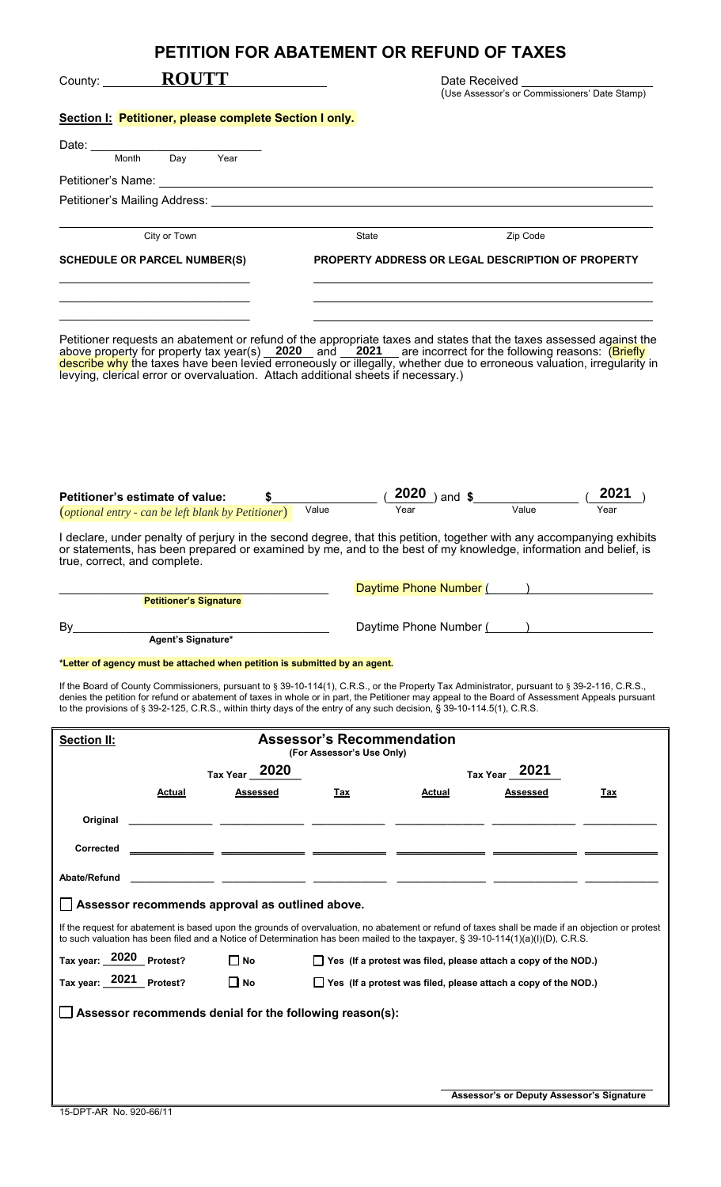# PETITION FOR ABATEMENT OR REFUND OF TAXES

County: **ROUTT**

Date Received ____________________
(Use Assessor's or Commissioners' Date Stamp)

## Section I: Petitioner, please complete Section I only.

Date: ____________________
Month Day Year

Petitioner's Name: ____________________

Petitioner's Mailing Address: ____________________

City or Town ____________ State ____________ Zip Code ____________

| SCHEDULE OR PARCEL NUMBER(S) | PROPERTY ADDRESS OR LEGAL DESCRIPTION OF PROPERTY |
|---|---|
| | |
| | |
| | |

Petitioner requests an abatement or refund of the appropriate taxes and states that the taxes assessed against the above property for property tax year(s) **2020** and **2021** are incorrect for the following reasons: (Briefly describe why the taxes have been levied erroneously or illegally, whether due to erroneous valuation, irregularity in levying, clerical error or overvaluation. Attach additional sheets if necessary.)

**Petitioner's estimate of value:** $____________ (**2020**) and $____________ (**2021**)
(*optional entry - can be left blank by Petitioner*) Value Year Value Year

I declare, under penalty of perjury in the second degree, that this petition, together with any accompanying exhibits or statements, has been prepared or examined by me, and to the best of my knowledge, information and belief, is true, correct, and complete.

____________________ Daytime Phone Number ( ) ____________
**Petitioner's Signature**

By____________________ Daytime Phone Number ( ) ____________
**Agent's Signature***

***Letter of agency must be attached when petition is submitted by an agent.**

If the Board of County Commissioners, pursuant to § 39-10-114(1), C.R.S., or the Property Tax Administrator, pursuant to § 39-2-116, C.R.S., denies the petition for refund or abatement of taxes in whole or in part, the Petitioner may appeal to the Board of Assessment Appeals pursuant to the provisions of § 39-2-125, C.R.S., within thirty days of the entry of any such decision, § 39-10-114.5(1), C.R.S.

## Section II: Assessor's Recommendation
**(For Assessor's Use Only)**

| | Tax Year 2020 | | | Tax Year 2021 | | |
|---|---|---|---|---|---|---|
| | **Actual** | **Assessed** | **Tax** | **Actual** | **Assessed** | **Tax** |
| **Original** | | | | | | |
| **Corrected** | | | | | | |
| **Abate/Refund** | | | | | | |

☐ **Assessor recommends approval as outlined above.**

If the request for abatement is based upon the grounds of overvaluation, no abatement or refund of taxes shall be made if an objection or protest to such valuation has been filed and a Notice of Determination has been mailed to the taxpayer, § 39-10-114(1)(a)(I)(D), C.R.S.

**Tax year: 2020 Protest?** ☐ **No** ☐ **Yes (If a protest was filed, please attach a copy of the NOD.)**

**Tax year: 2021 Protest?** ☐ **No** ☐ **Yes (If a protest was filed, please attach a copy of the NOD.)**

☐ **Assessor recommends denial for the following reason(s):**

____________________
**Assessor's or Deputy Assessor's Signature**

15-DPT-AR No. 920-66/11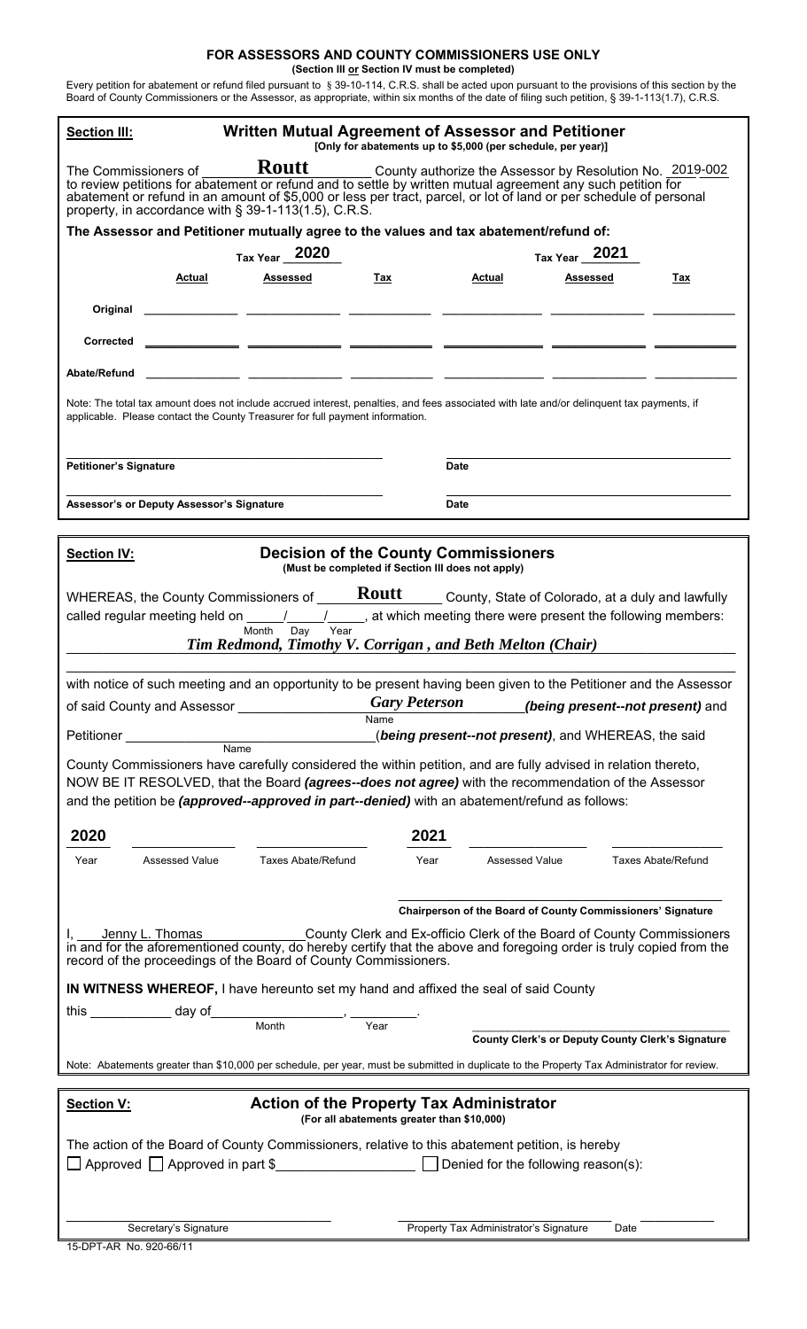# FOR ASSESSORS AND COUNTY COMMISSIONERS USE ONLY

**(Section III or Section IV must be completed)**

Every petition for abatement or refund filed pursuant to § 39-10-114, C.R.S. shall be acted upon pursuant to the provisions of this section by the Board of County Commissioners or the Assessor, as appropriate, within six months of the date of filing such petition, § 39-1-113(1.7), C.R.S.

## Section III: Written Mutual Agreement of Assessor and Petitioner

**[Only for abatements up to $5,000 (per schedule, per year)]**

The Commissioners of **Routt** County authorize the Assessor by Resolution No. 2019-002 to review petitions for abatement or refund and to settle by written mutual agreement any such petition for abatement or refund in an amount of $5,000 or less per tract, parcel, or lot of land or per schedule of personal property, in accordance with § 39-1-113(1.5), C.R.S.

**The Assessor and Petitioner mutually agree to the values and tax abatement/refund of:**

| | Tax Year 2020 | | | Tax Year 2021 | | |
|---|---|---|---|---|---|---|
| | **Actual** | **Assessed** | **Tax** | **Actual** | **Assessed** | **Tax** |
| **Original** | | | | | | |
| **Corrected** | | | | | | |
| **Abate/Refund** | | | | | | |

Note: The total tax amount does not include accrued interest, penalties, and fees associated with late and/or delinquent tax payments, if applicable. Please contact the County Treasurer for full payment information.

**Petitioner's Signature** ______________________ **Date** ______________________

**Assessor's or Deputy Assessor's Signature** ______________________ **Date** ______________________

## Section IV: Decision of the County Commissioners

**(Must be completed if Section III does not apply)**

WHEREAS, the County Commissioners of **Routt** County, State of Colorado, at a duly and lawfully called regular meeting held on _____/_____/_____ (Month Day Year), at which meeting there were present the following members:

***Tim Redmond, Timothy V. Corrigan , and Beth Melton (Chair)***

with notice of such meeting and an opportunity to be present having been given to the Petitioner and the Assessor of said County and Assessor ***Gary Peterson*** (Name) ***(being present--not present)*** and Petitioner ______________________ (Name) (***being present--not present***), and WHEREAS, the said County Commissioners have carefully considered the within petition, and are fully advised in relation thereto, NOW BE IT RESOLVED, that the Board ***(agrees--does not agree)*** with the recommendation of the Assessor and the petition be ***(approved--approved in part--denied)*** with an abatement/refund as follows:

| Year | Assessed Value | Taxes Abate/Refund | Year | Assessed Value | Taxes Abate/Refund |
|---|---|---|---|---|---|
| 2020 | | | 2021 | | |

______________________
**Chairperson of the Board of County Commissioners' Signature**

I, Jenny L. Thomas County Clerk and Ex-officio Clerk of the Board of County Commissioners in and for the aforementioned county, do hereby certify that the above and foregoing order is truly copied from the record of the proceedings of the Board of County Commissioners.

**IN WITNESS WHEREOF,** I have hereunto set my hand and affixed the seal of said County

this ________ day of ______________ (Month), ________ (Year).

______________________
**County Clerk's or Deputy County Clerk's Signature**

Note: Abatements greater than $10,000 per schedule, per year, must be submitted in duplicate to the Property Tax Administrator for review.

## Section V: Action of the Property Tax Administrator

**(For all abatements greater than $10,000)**

The action of the Board of County Commissioners, relative to this abatement petition, is hereby

☐ Approved ☐ Approved in part $______________ ☐ Denied for the following reason(s):

______________________ Secretary's Signature

______________________ Property Tax Administrator's Signature ________ Date

15-DPT-AR No. 920-66/11